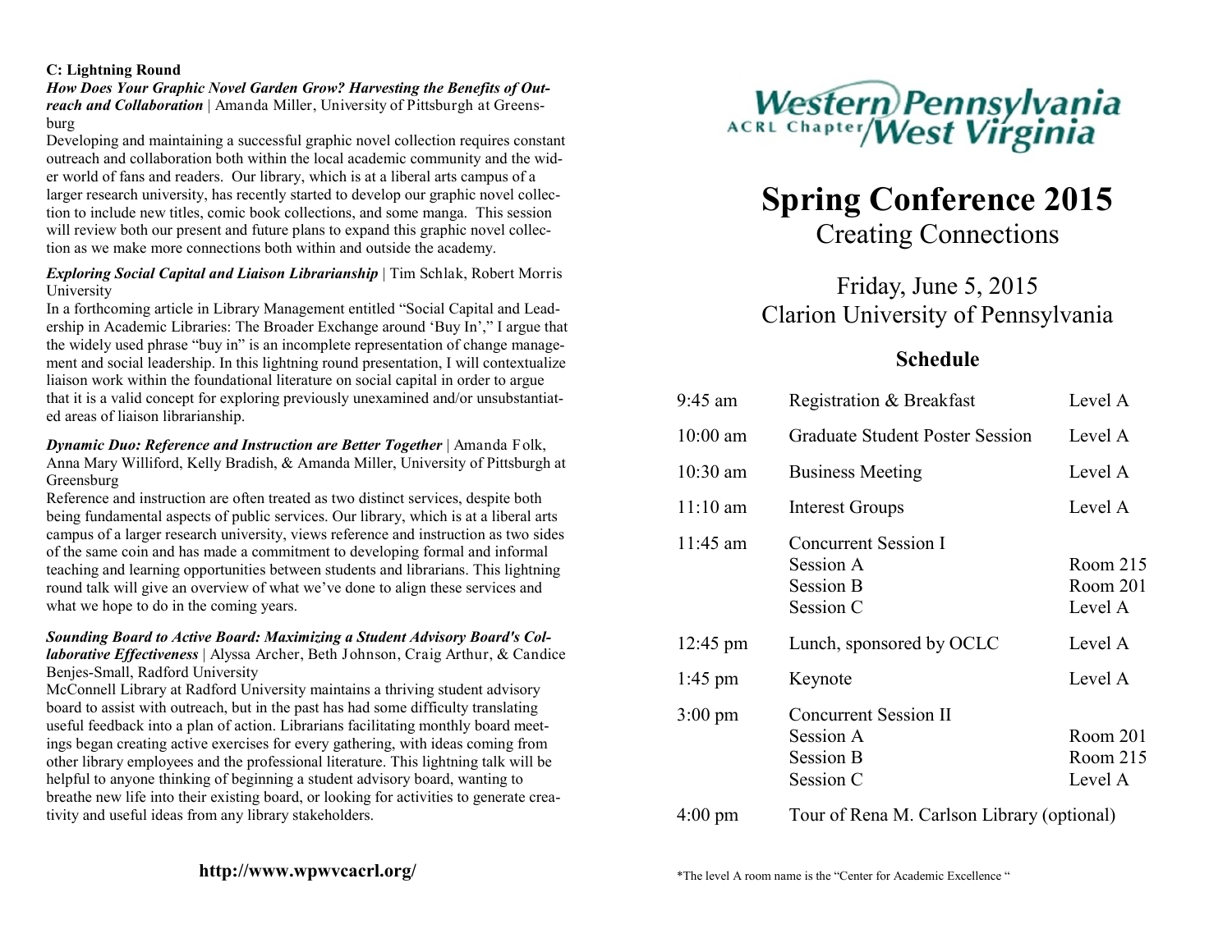**C: Lightning Round**

***How Does Your Graphic Novel Garden Grow? Harvesting the Benefits of Outreach and Collaboration*** | Amanda Miller, University of Pittsburgh at Greensburg

Developing and maintaining a successful graphic novel collection requires constant outreach and collaboration both within the local academic community and the wider world of fans and readers. Our library, which is at a liberal arts campus of a larger research university, has recently started to develop our graphic novel collection to include new titles, comic book collections, and some manga. This session will review both our present and future plans to expand this graphic novel collection as we make more connections both within and outside the academy.

***Exploring Social Capital and Liaison Librarianship*** | Tim Schlak, Robert Morris University

In a forthcoming article in Library Management entitled "Social Capital and Leadership in Academic Libraries: The Broader Exchange around 'Buy In'," I argue that the widely used phrase "buy in" is an incomplete representation of change management and social leadership. In this lightning round presentation, I will contextualize liaison work within the foundational literature on social capital in order to argue that it is a valid concept for exploring previously unexamined and/or unsubstantiated areas of liaison librarianship.

***Dynamic Duo: Reference and Instruction are Better Together*** | Amanda Folk, Anna Mary Williford, Kelly Bradish, & Amanda Miller, University of Pittsburgh at Greensburg

Reference and instruction are often treated as two distinct services, despite both being fundamental aspects of public services. Our library, which is at a liberal arts campus of a larger research university, views reference and instruction as two sides of the same coin and has made a commitment to developing formal and informal teaching and learning opportunities between students and librarians. This lightning round talk will give an overview of what we've done to align these services and what we hope to do in the coming years.

***Sounding Board to Active Board: Maximizing a Student Advisory Board's Collaborative Effectiveness*** | Alyssa Archer, Beth Johnson, Craig Arthur, & Candice Benjes-Small, Radford University

McConnell Library at Radford University maintains a thriving student advisory board to assist with outreach, but in the past has had some difficulty translating useful feedback into a plan of action. Librarians facilitating monthly board meetings began creating active exercises for every gathering, with ideas coming from other library employees and the professional literature. This lightning talk will be helpful to anyone thinking of beginning a student advisory board, wanting to breathe new life into their existing board, or looking for activities to generate creativity and useful ideas from any library stakeholders.

**http://www.wpwvcacrl.org/**

Western Pennsylvania / West Virginia ACRL Chapter

# Spring Conference 2015

## Creating Connections

Friday, June 5, 2015
Clarion University of Pennsylvania

## Schedule

| Time | Event | Location |
|---|---|---|
| 9:45 am | Registration & Breakfast | Level A |
| 10:00 am | Graduate Student Poster Session | Level A |
| 10:30 am | Business Meeting | Level A |
| 11:10 am | Interest Groups | Level A |
| 11:45 am | Concurrent Session I | |
| | Session A | Room 215 |
| | Session B | Room 201 |
| | Session C | Level A |
| 12:45 pm | Lunch, sponsored by OCLC | Level A |
| 1:45 pm | Keynote | Level A |
| 3:00 pm | Concurrent Session II | |
| | Session A | Room 201 |
| | Session B | Room 215 |
| | Session C | Level A |
| 4:00 pm | Tour of Rena M. Carlson Library (optional) | |

*The level A room name is the "Center for Academic Excellence "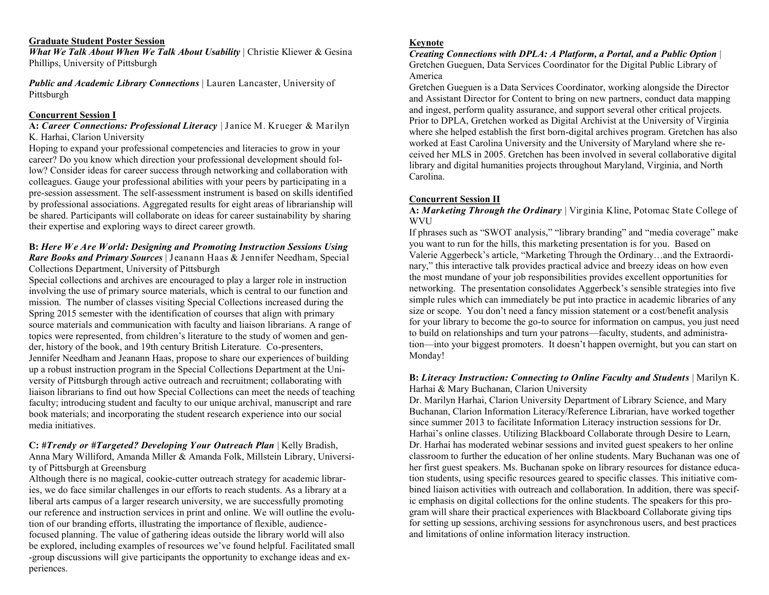**Graduate Student Poster Session**

***What We Talk About When We Talk About Usability*** | Christie Kliewer & Gesina Phillips, University of Pittsburgh

***Public and Academic Library Connections*** | Lauren Lancaster, University of Pittsburgh

**Concurrent Session I**

**A:** ***Career Connections: Professional Literacy*** | Janice M. Krueger & Marilyn K. Harhai, Clarion University

Hoping to expand your professional competencies and literacies to grow in your career? Do you know which direction your professional development should follow? Consider ideas for career success through networking and collaboration with colleagues. Gauge your professional abilities with your peers by participating in a pre-session assessment. The self-assessment instrument is based on skills identified by professional associations. Aggregated results for eight areas of librarianship will be shared. Participants will collaborate on ideas for career sustainability by sharing their expertise and exploring ways to direct career growth.

**B:** ***Here We Are World: Designing and Promoting Instruction Sessions Using Rare Books and Primary Sources*** | Jeanann Haas & Jennifer Needham, Special Collections Department, University of Pittsburgh

Special collections and archives are encouraged to play a larger role in instruction involving the use of primary source materials, which is central to our function and mission. The number of classes visiting Special Collections increased during the Spring 2015 semester with the identification of courses that align with primary source materials and communication with faculty and liaison librarians. A range of topics were represented, from children's literature to the study of women and gender, history of the book, and 19th century British Literature. Co-presenters, Jennifer Needham and Jeanann Haas, propose to share our experiences of building up a robust instruction program in the Special Collections Department at the University of Pittsburgh through active outreach and recruitment; collaborating with liaison librarians to find out how Special Collections can meet the needs of teaching faculty; introducing student and faculty to our unique archival, manuscript and rare book materials; and incorporating the student research experience into our social media initiatives.

**C:** ***#Trendy or #Targeted? Developing Your Outreach Plan*** | Kelly Bradish, Anna Mary Williford, Amanda Miller & Amanda Folk, Millstein Library, University of Pittsburgh at Greensburg

Although there is no magical, cookie-cutter outreach strategy for academic libraries, we do face similar challenges in our efforts to reach students. As a library at a liberal arts campus of a larger research university, we are successfully promoting our reference and instruction services in print and online. We will outline the evolution of our branding efforts, illustrating the importance of flexible, audience-focused planning. The value of gathering ideas outside the library world will also be explored, including examples of resources we've found helpful. Facilitated small-group discussions will give participants the opportunity to exchange ideas and experiences.

**Keynote**

***Creating Connections with DPLA: A Platform, a Portal, and a Public Option*** | Gretchen Gueguen, Data Services Coordinator for the Digital Public Library of America

Gretchen Gueguen is a Data Services Coordinator, working alongside the Director and Assistant Director for Content to bring on new partners, conduct data mapping and ingest, perform quality assurance, and support several other critical projects. Prior to DPLA, Gretchen worked as Digital Archivist at the University of Virginia where she helped establish the first born-digital archives program. Gretchen has also worked at East Carolina University and the University of Maryland where she received her MLS in 2005. Gretchen has been involved in several collaborative digital library and digital humanities projects throughout Maryland, Virginia, and North Carolina.

**Concurrent Session II**

**A:** ***Marketing Through the Ordinary*** | Virginia Kline, Potomac State College of WVU

If phrases such as "SWOT analysis," "library branding" and "media coverage" make you want to run for the hills, this marketing presentation is for you. Based on Valerie Aggerbeck's article, "Marketing Through the Ordinary…and the Extraordinary," this interactive talk provides practical advice and breezy ideas on how even the most mundane of your job responsibilities provides excellent opportunities for networking. The presentation consolidates Aggerbeck's sensible strategies into five simple rules which can immediately be put into practice in academic libraries of any size or scope. You don't need a fancy mission statement or a cost/benefit analysis for your library to become the go-to source for information on campus, you just need to build on relationships and turn your patrons—faculty, students, and administration—into your biggest promoters. It doesn't happen overnight, but you can start on Monday!

**B:** ***Literacy Instruction: Connecting to Online Faculty and Students*** | Marilyn K. Harhai & Mary Buchanan, Clarion University

Dr. Marilyn Harhai, Clarion University Department of Library Science, and Mary Buchanan, Clarion Information Literacy/Reference Librarian, have worked together since summer 2013 to facilitate Information Literacy instruction sessions for Dr. Harhai's online classes. Utilizing Blackboard Collaborate through Desire to Learn, Dr. Harhai has moderated webinar sessions and invited guest speakers to her online classroom to further the education of her online students. Mary Buchanan was one of her first guest speakers. Ms. Buchanan spoke on library resources for distance education students, using specific resources geared to specific classes. This initiative combined liaison activities with outreach and collaboration. In addition, there was specific emphasis on digital collections for the online students. The speakers for this program will share their practical experiences with Blackboard Collaborate giving tips for setting up sessions, archiving sessions for asynchronous users, and best practices and limitations of online information literacy instruction.